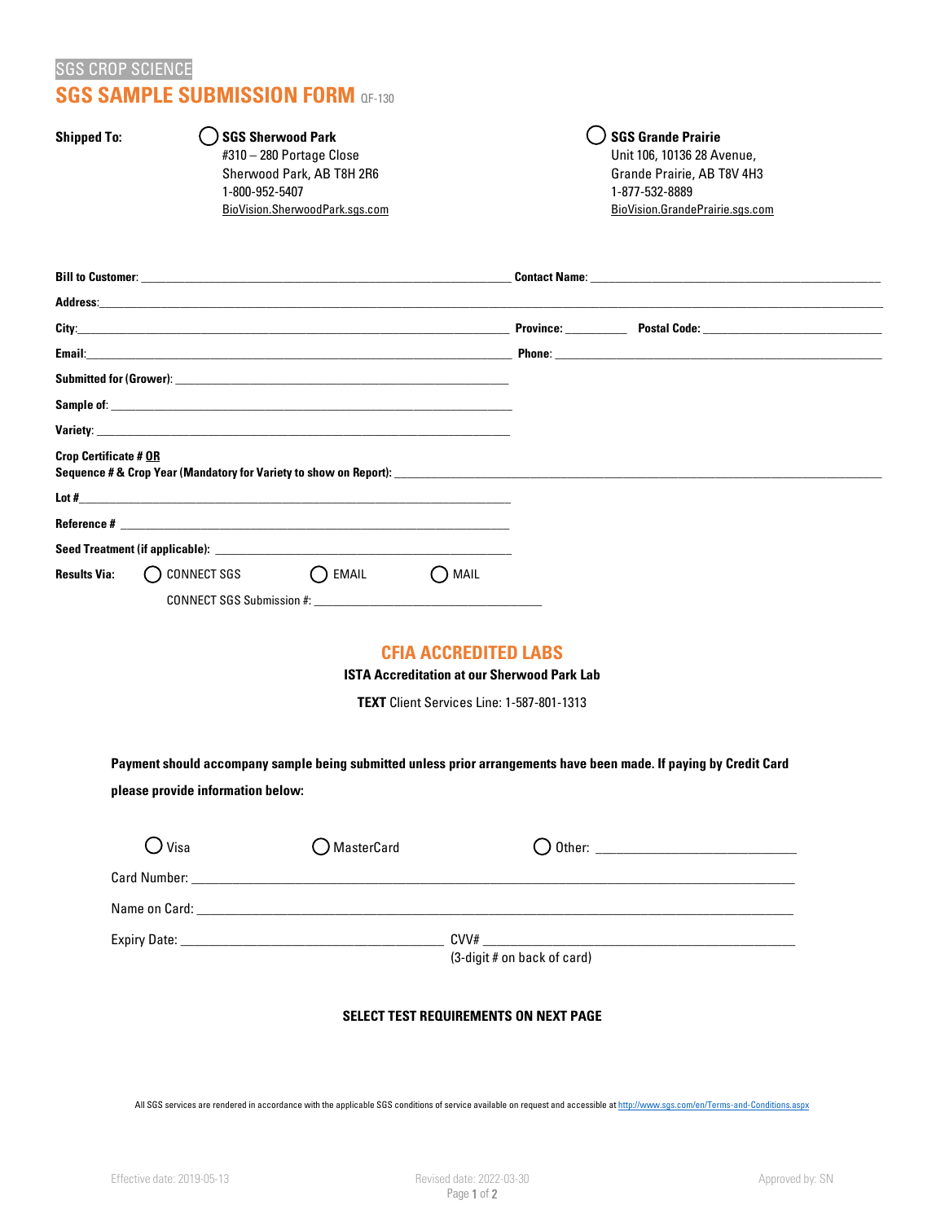SGS CROP SCIENCE

# SGS SAMPLE SUBMISSION FORM QF-130

**Shipped To:**

◯ **SGS Sherwood Park**
#310 – 280 Portage Close
Sherwood Park, AB T8H 2R6
1-800-952-5407
BioVision.SherwoodPark.sgs.com

◯ **SGS Grande Prairie**
Unit 106, 10136 28 Avenue,
Grande Prairie, AB T8V 4H3
1-877-532-8889
BioVision.GrandePrairie.sgs.com

**Bill to Customer**: ______________________ **Contact Name**: ______________________

**Address**: ______________________

**City**: ______________________ **Province**: __________ **Postal Code**: ______________________

**Email**: ______________________ **Phone**: ______________________

**Submitted for (Grower)**: ______________________

**Sample of**: ______________________

**Variety**: ______________________

**Crop Certificate # OR**
**Sequence # & Crop Year (Mandatory for Variety to show on Report)**: ______________________

**Lot #** ______________________

**Reference #** ______________________

**Seed Treatment (if applicable)**: ______________________

**Results Via:** ◯ CONNECT SGS ◯ EMAIL ◯ MAIL

CONNECT SGS Submission #: ______________________

## CFIA ACCREDITED LABS

**ISTA Accreditation at our Sherwood Park Lab**

**TEXT** Client Services Line: 1-587-801-1313

**Payment should accompany sample being submitted unless prior arrangements have been made. If paying by Credit Card please provide information below:**

◯ Visa ◯ MasterCard ◯ Other: ______________________

Card Number: ______________________

Name on Card: ______________________

Expiry Date: ______________________ CVV# ______________________
(3-digit # on back of card)

**SELECT TEST REQUIREMENTS ON NEXT PAGE**

All SGS services are rendered in accordance with the applicable SGS conditions of service available on request and accessible at http://www.sgs.com/en/Terms-and-Conditions.aspx

Effective date: 2019-05-13 Revised date: 2022-03-30 Approved by: SN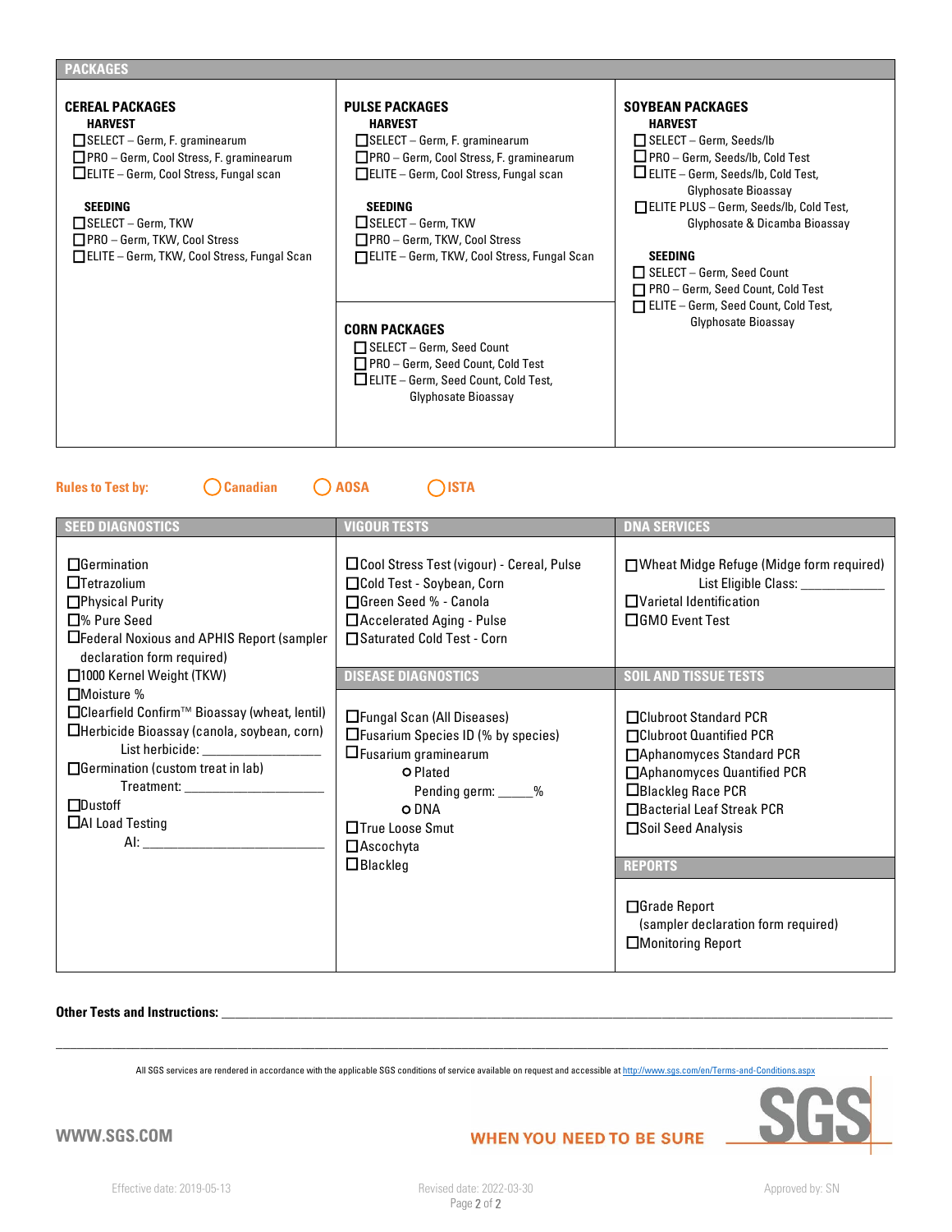## PACKAGES

### CEREAL PACKAGES

**HARVEST**

- ☐ SELECT – Germ, F. graminearum
- ☐ PRO – Germ, Cool Stress, F. graminearum
- ☐ ELITE – Germ, Cool Stress, Fungal scan

**SEEDING**

- ☐ SELECT – Germ, TKW
- ☐ PRO – Germ, TKW, Cool Stress
- ☐ ELITE – Germ, TKW, Cool Stress, Fungal Scan

### PULSE PACKAGES

**HARVEST**

- ☐ SELECT – Germ, F. graminearum
- ☐ PRO – Germ, Cool Stress, F. graminearum
- ☐ ELITE – Germ, Cool Stress, Fungal scan

**SEEDING**

- ☐ SELECT – Germ, TKW
- ☐ PRO – Germ, TKW, Cool Stress
- ☐ ELITE – Germ, TKW, Cool Stress, Fungal Scan

### CORN PACKAGES

- ☐ SELECT – Germ, Seed Count
- ☐ PRO – Germ, Seed Count, Cold Test
- ☐ ELITE – Germ, Seed Count, Cold Test, Glyphosate Bioassay

### SOYBEAN PACKAGES

**HARVEST**

- ☐ SELECT – Germ, Seeds/lb
- ☐ PRO – Germ, Seeds/lb, Cold Test
- ☐ ELITE – Germ, Seeds/lb, Cold Test, Glyphosate Bioassay
- ☐ ELITE PLUS – Germ, Seeds/lb, Cold Test, Glyphosate & Dicamba Bioassay

**SEEDING**

- ☐ SELECT – Germ, Seed Count
- ☐ PRO – Germ, Seed Count, Cold Test
- ☐ ELITE – Germ, Seed Count, Cold Test, Glyphosate Bioassay

**Rules to Test by:** ◯ Canadian ◯ AOSA ◯ ISTA

## SEED DIAGNOSTICS

- ☐ Germination
- ☐ Tetrazolium
- ☐ Physical Purity
- ☐ % Pure Seed
- ☐ Federal Noxious and APHIS Report (sampler declaration form required)
- ☐ 1000 Kernel Weight (TKW)
- ☐ Moisture %
- ☐ Clearfield Confirm™ Bioassay (wheat, lentil)
- ☐ Herbicide Bioassay (canola, soybean, corn)
  List herbicide: ________________
- ☐ Germination (custom treat in lab)
  Treatment: ____________________
- ☐ Dustoff
- ☐ AI Load Testing
  AI: ____________________________

## VIGOUR TESTS

- ☐ Cool Stress Test (vigour) - Cereal, Pulse
- ☐ Cold Test - Soybean, Corn
- ☐ Green Seed % - Canola
- ☐ Accelerated Aging - Pulse
- ☐ Saturated Cold Test - Corn

## DISEASE DIAGNOSTICS

- ☐ Fungal Scan (All Diseases)
- ☐ Fusarium Species ID (% by species)
- ☐ Fusarium graminearum
  - ○ Plated
    Pending germ: _____%
  - ○ DNA
- ☐ True Loose Smut
- ☐ Ascochyta
- ☐ Blackleg

## DNA SERVICES

- ☐ Wheat Midge Refuge (Midge form required)
  List Eligible Class: ____________
- ☐ Varietal Identification
- ☐ GMO Event Test

## SOIL AND TISSUE TESTS

- ☐ Clubroot Standard PCR
- ☐ Clubroot Quantified PCR
- ☐ Aphanomyces Standard PCR
- ☐ Aphanomyces Quantified PCR
- ☐ Blackleg Race PCR
- ☐ Bacterial Leaf Streak PCR
- ☐ Soil Seed Analysis

## REPORTS

- ☐ Grade Report
  (sampler declaration form required)
- ☐ Monitoring Report

**Other Tests and Instructions:** ______________________________________________________________________________

______________________________________________________________________________________________________________

All SGS services are rendered in accordance with the applicable SGS conditions of service available on request and accessible at http://www.sgs.com/en/Terms-and-Conditions.aspx

WWW.SGS.COM

WHEN YOU NEED TO BE SURE

SGS

Effective date: 2019-05-13 Revised date: 2022-03-30 Approved by: SN